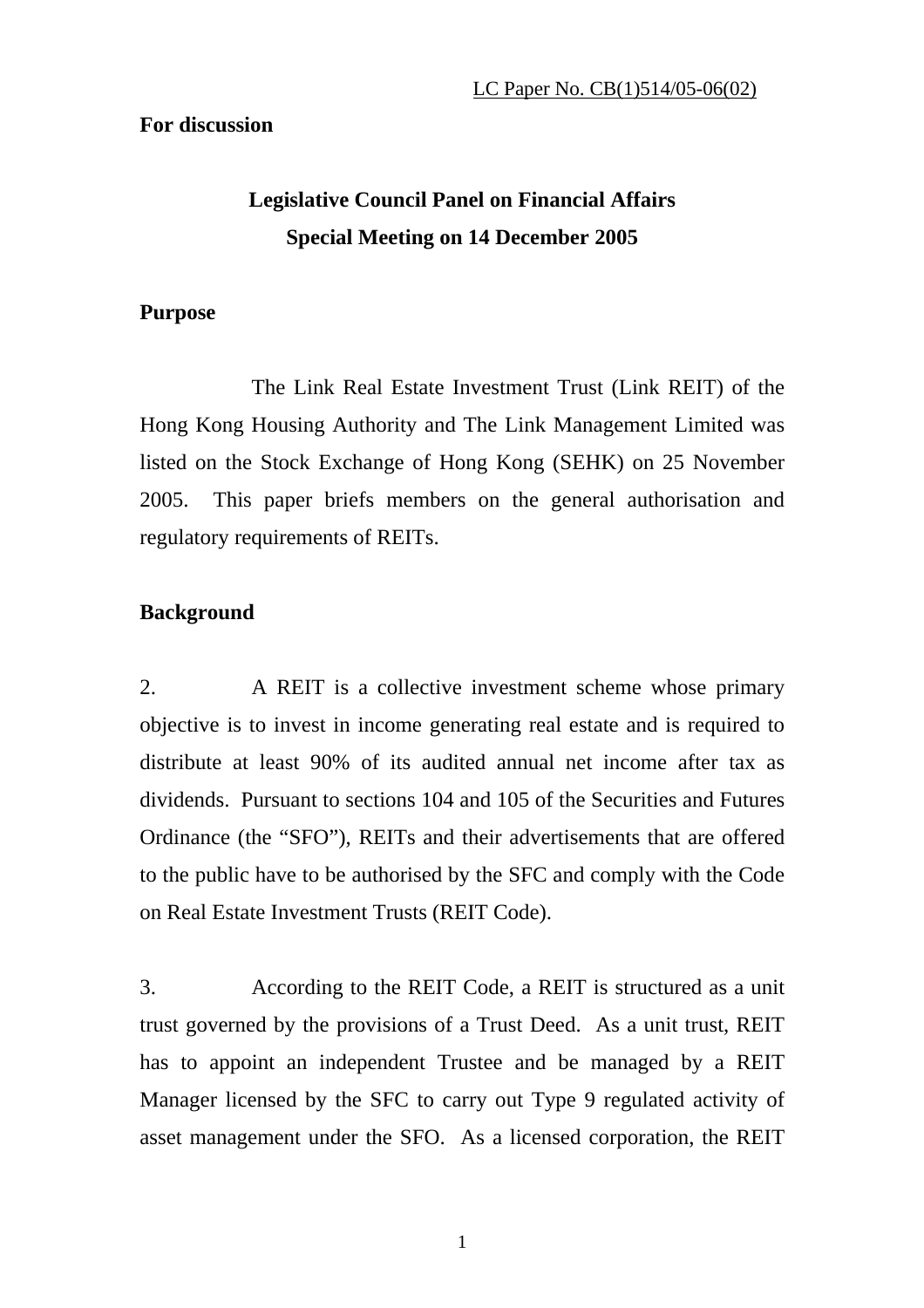LC Paper No. CB(1)514/05-06(02)

**For discussion**

**Legislative Council Panel on Financial Affairs**
**Special Meeting on 14 December 2005**

**Purpose**

The Link Real Estate Investment Trust (Link REIT) of the Hong Kong Housing Authority and The Link Management Limited was listed on the Stock Exchange of Hong Kong (SEHK) on 25 November 2005. This paper briefs members on the general authorisation and regulatory requirements of REITs.

**Background**

2. A REIT is a collective investment scheme whose primary objective is to invest in income generating real estate and is required to distribute at least 90% of its audited annual net income after tax as dividends. Pursuant to sections 104 and 105 of the Securities and Futures Ordinance (the "SFO"), REITs and their advertisements that are offered to the public have to be authorised by the SFC and comply with the Code on Real Estate Investment Trusts (REIT Code).

3. According to the REIT Code, a REIT is structured as a unit trust governed by the provisions of a Trust Deed. As a unit trust, REIT has to appoint an independent Trustee and be managed by a REIT Manager licensed by the SFC to carry out Type 9 regulated activity of asset management under the SFO. As a licensed corporation, the REIT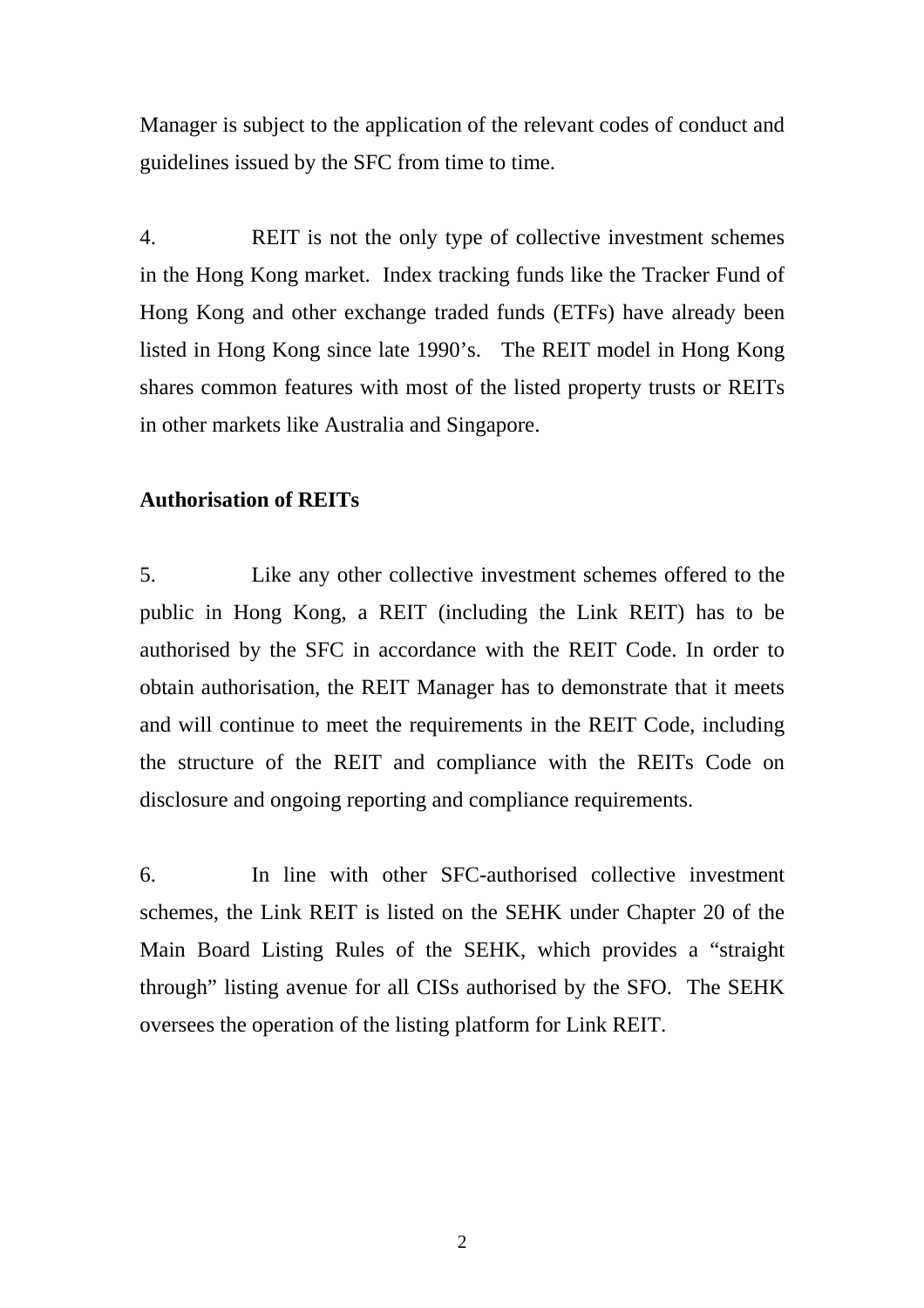Manager is subject to the application of the relevant codes of conduct and guidelines issued by the SFC from time to time.

4. REIT is not the only type of collective investment schemes in the Hong Kong market. Index tracking funds like the Tracker Fund of Hong Kong and other exchange traded funds (ETFs) have already been listed in Hong Kong since late 1990's. The REIT model in Hong Kong shares common features with most of the listed property trusts or REITs in other markets like Australia and Singapore.

**Authorisation of REITs**

5. Like any other collective investment schemes offered to the public in Hong Kong, a REIT (including the Link REIT) has to be authorised by the SFC in accordance with the REIT Code. In order to obtain authorisation, the REIT Manager has to demonstrate that it meets and will continue to meet the requirements in the REIT Code, including the structure of the REIT and compliance with the REITs Code on disclosure and ongoing reporting and compliance requirements.

6. In line with other SFC-authorised collective investment schemes, the Link REIT is listed on the SEHK under Chapter 20 of the Main Board Listing Rules of the SEHK, which provides a "straight through" listing avenue for all CISs authorised by the SFO. The SEHK oversees the operation of the listing platform for Link REIT.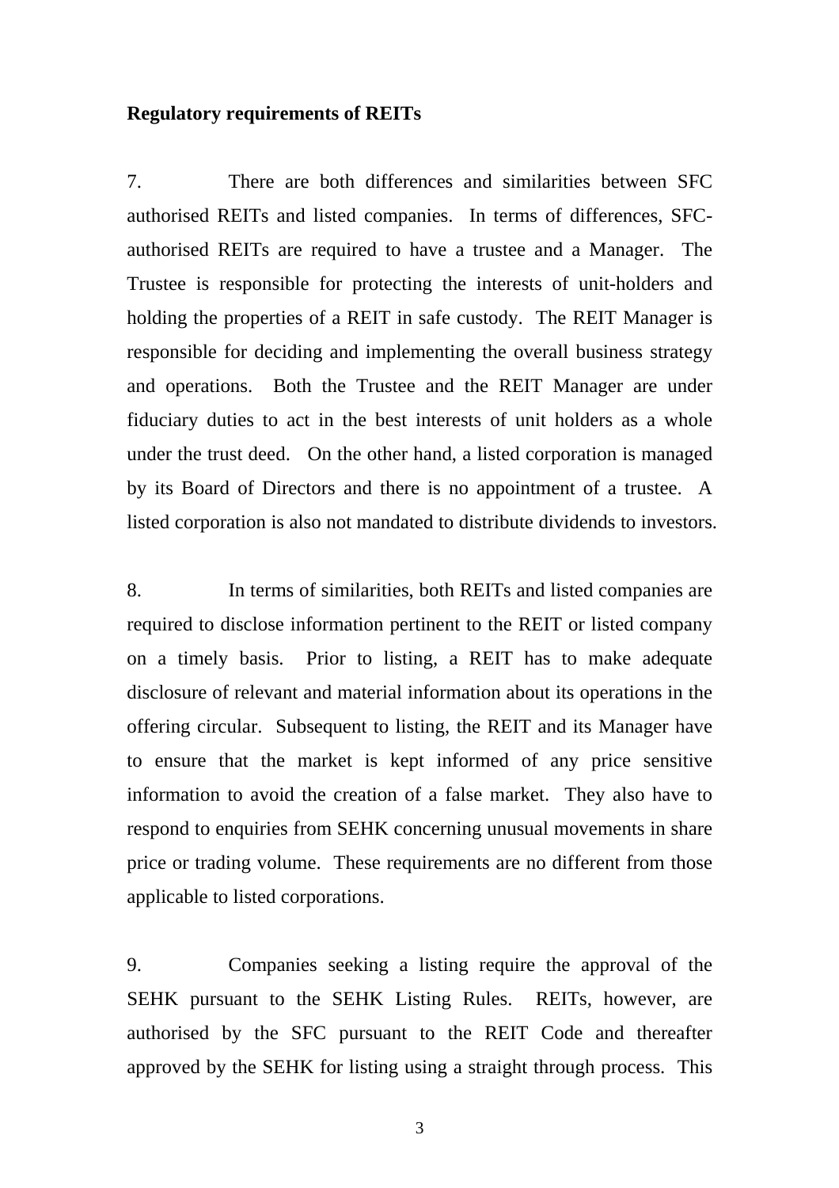**Regulatory requirements of REITs**

7. There are both differences and similarities between SFC authorised REITs and listed companies. In terms of differences, SFC-authorised REITs are required to have a trustee and a Manager. The Trustee is responsible for protecting the interests of unit-holders and holding the properties of a REIT in safe custody. The REIT Manager is responsible for deciding and implementing the overall business strategy and operations. Both the Trustee and the REIT Manager are under fiduciary duties to act in the best interests of unit holders as a whole under the trust deed. On the other hand, a listed corporation is managed by its Board of Directors and there is no appointment of a trustee. A listed corporation is also not mandated to distribute dividends to investors.

8. In terms of similarities, both REITs and listed companies are required to disclose information pertinent to the REIT or listed company on a timely basis. Prior to listing, a REIT has to make adequate disclosure of relevant and material information about its operations in the offering circular. Subsequent to listing, the REIT and its Manager have to ensure that the market is kept informed of any price sensitive information to avoid the creation of a false market. They also have to respond to enquiries from SEHK concerning unusual movements in share price or trading volume. These requirements are no different from those applicable to listed corporations.

9. Companies seeking a listing require the approval of the SEHK pursuant to the SEHK Listing Rules. REITs, however, are authorised by the SFC pursuant to the REIT Code and thereafter approved by the SEHK for listing using a straight through process. This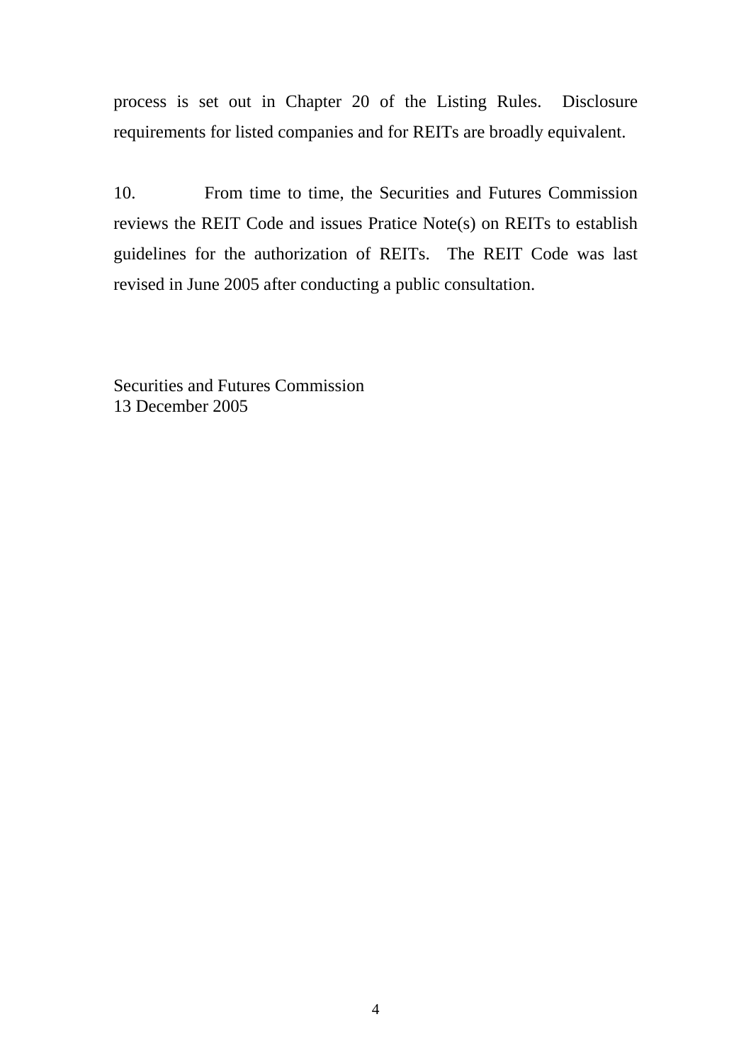process is set out in Chapter 20 of the Listing Rules. Disclosure requirements for listed companies and for REITs are broadly equivalent.

10. From time to time, the Securities and Futures Commission reviews the REIT Code and issues Pratice Note(s) on REITs to establish guidelines for the authorization of REITs. The REIT Code was last revised in June 2005 after conducting a public consultation.

Securities and Futures Commission
13 December 2005